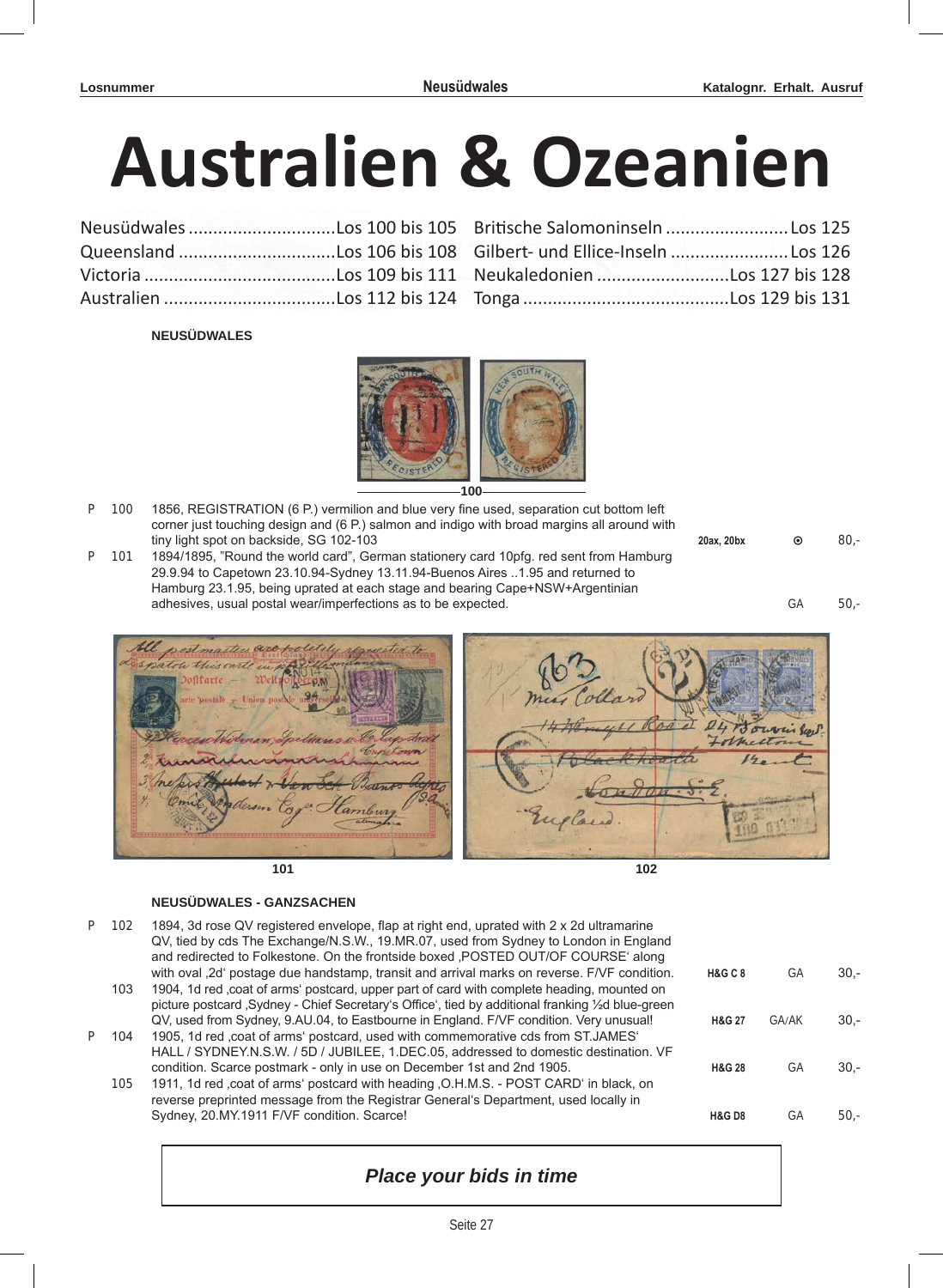# Australien & Ozeanien

| | | | |
|---|---|---|---|
| Neusüdwales | Los 100 bis 105 | Britische Salomoninseln | Los 125 |
| Queensland | Los 106 bis 108 | Gilbert- und Ellice-Inseln | Los 126 |
| Victoria | Los 109 bis 111 | Neukaledonien | Los 127 bis 128 |
| Australien | Los 112 bis 124 | Tonga | Los 129 bis 131 |

## NEUSÜDWALES

100

| | Losnummer | | Katalognr. | Erhalt. | Ausruf |
|---|---|---|---|---|---|
| P | 100 | 1856, REGISTRATION (6 P.) vermilion and blue very fine used, separation cut bottom left corner just touching design and (6 P.) salmon and indigo with broad margins all around with tiny light spot on backside, SG 102-103 | 20ax, 20bx | ⊙ | 80,- |
| P | 101 | 1894/1895, "Round the world card", German stationery card 10pfg. red sent from Hamburg 29.9.94 to Capetown 23.10.94-Sydney 13.11.94-Buenos Aires ..1.95 and returned to Hamburg 23.1.95, being uprated at each stage and bearing Cape+NSW+Argentinian adhesives, usual postal wear/imperfections as to be expected. | | GA | 50,- |

101

102

## NEUSÜDWALES - GANZSACHEN

| | Losnummer | | Katalognr. | Erhalt. | Ausruf |
|---|---|---|---|---|---|
| P | 102 | 1894, 3d rose QV registered envelope, flap at right end, uprated with 2 x 2d ultramarine QV, tied by cds The Exchange/N.S.W., 19.MR.07, used from Sydney to London in England and redirected to Folkestone. On the frontside boxed ‚POSTED OUT/OF COURSE' along with oval ‚2d' postage due handstamp, transit and arrival marks on reverse. F/VF condition. | H&G C 8 | GA | 30,- |
| | 103 | 1904, 1d red ‚coat of arms' postcard, upper part of card with complete heading, mounted on picture postcard ‚Sydney - Chief Secretary's Office', tied by additional franking ½d blue-green QV, used from Sydney, 9.AU.04, to Eastbourne in England. F/VF condition. Very unusual! | H&G 27 | GA/AK | 30,- |
| P | 104 | 1905, 1d red ‚coat of arms' postcard, used with commemorative cds from ST.JAMES' HALL / SYDNEY.N.S.W. / 5D / JUBILEE, 1.DEC.05, addressed to domestic destination. VF condition. Scarce postmark - only in use on December 1st and 2nd 1905. | H&G 28 | GA | 30,- |
| | 105 | 1911, 1d red ‚coat of arms' postcard with heading ‚O.H.M.S. - POST CARD' in black, on reverse preprinted message from the Registrar General's Department, used locally in Sydney, 20.MY.1911 F/VF condition. Scarce! | H&G D8 | GA | 50,- |

***Place your bids in time***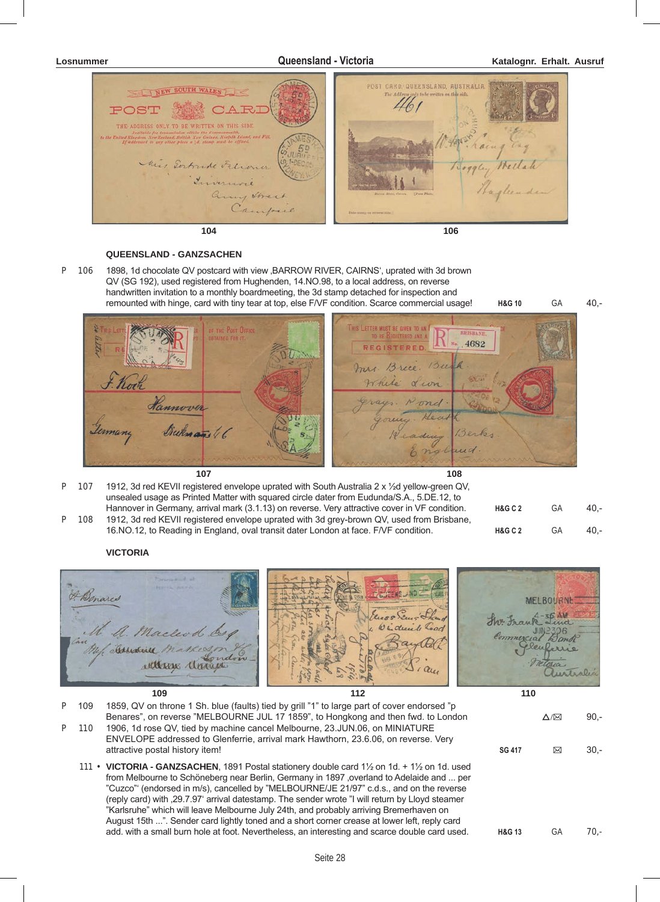| Losnummer | Queensland - Victoria | Katalognr. Erhalt. Ausruf |
|---|---|---|

104 106

## QUEENSLAND - GANZSACHEN

| | Los | Beschreibung | Katalognr. | Erhalt. | Ausruf |
|---|---|---|---|---|---|
| P | 106 | 1898, 1d chocolate QV postcard with view ‚BARROW RIVER, CAIRNS', uprated with 3d brown QV (SG 192), used registered from Hughenden, 14.NO.98, to a local address, on reverse handwritten invitation to a monthly boardmeeting, the 3d stamp detached for inspection and remounted with hinge, card with tiny tear at top, else F/VF condition. Scarce commercial usage! | H&G 10 | GA | 40,- |

107 108

| | Los | Beschreibung | Katalognr. | Erhalt. | Ausruf |
|---|---|---|---|---|---|
| P | 107 | 1912, 3d red KEVII registered envelope uprated with South Australia 2 x ½d yellow-green QV, unsealed usage as Printed Matter with squared circle dater from Eudunda/S.A., 5.DE.12, to Hannover in Germany, arrival mark (3.1.13) on reverse. Very attractive cover in VF condition. | H&G C 2 | GA | 40,- |
| P | 108 | 1912, 3d red KEVII registered envelope uprated with 3d grey-brown QV, used from Brisbane, 16.NO.12, to Reading in England, oval transit dater London at face. F/VF condition. | H&G C 2 | GA | 40,- |

## VICTORIA

109 112 110

| | Los | Beschreibung | Katalognr. | Erhalt. | Ausruf |
|---|---|---|---|---|---|
| P | 109 | 1859, QV on throne 1 Sh. blue (faults) tied by grill "1" to large part of cover endorsed "p Benares", on reverse "MELBOURNE JUL 17 1859", to Hongkong and then fwd. to London | | △/✉ | 90,- |
| P | 110 | 1906, 1d rose QV, tied by machine cancel Melbourne, 23.JUN.06, on MINIATURE ENVELOPE addressed to Glenferrie, arrival mark Hawthorn, 23.6.06, on reverse. Very attractive postal history item! | SG 417 | ✉ | 30,- |
| | 111 • | **VICTORIA - GANZSACHEN**, 1891 Postal stationery double card 1½ on 1d. + 1½ on 1d. used from Melbourne to Schöneberg near Berlin, Germany in 1897 ‚overland to Adelaide and ... per "Cuzco"' (endorsed in m/s), cancelled by "MELBOURNE/JE 21/97" c.d.s., and on the reverse (reply card) with ‚29.7.97' arrival datestamp. The sender wrote "I will return by Lloyd steamer "Karlsruhe" which will leave Melbourne July 24th, and probably arriving Bremerhaven on August 15th ...". Sender card lightly toned and a short corner crease at lower left, reply card add. with a small burn hole at foot. Nevertheless, an interesting and scarce double card used. | H&G 13 | GA | 70,- |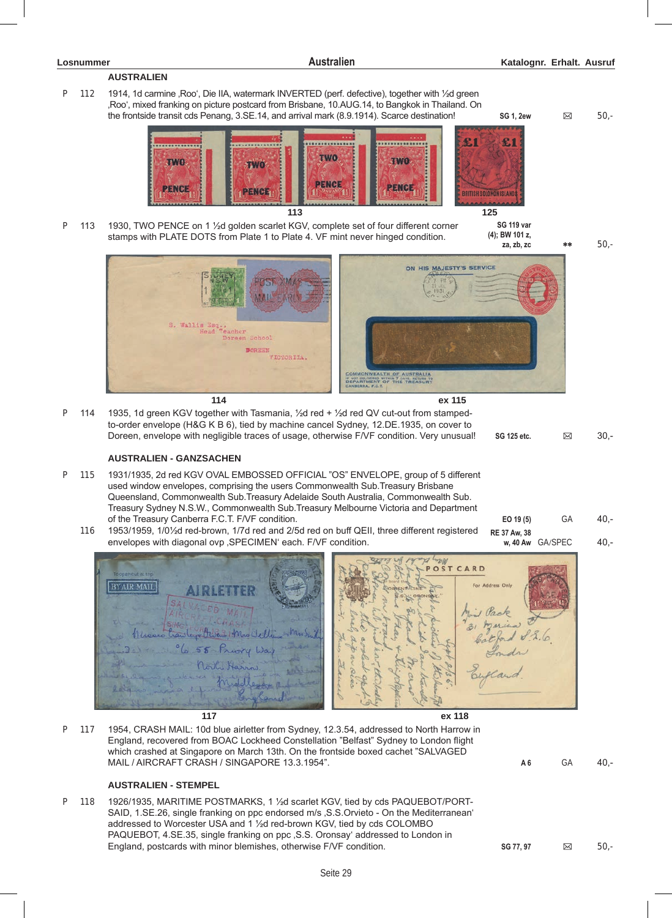| Losnummer | | Australien | Katalognr. | Erhalt. | Ausruf |
|---|---|---|---|---|---|
| | | **AUSTRALIEN** | | | |
| P | 112 | 1914, 1d carmine ,Roo', Die IIA, watermark INVERTED (perf. defective), together with ½d green ,Roo', mixed franking on picture postcard from Brisbane, 10.AUG.14, to Bangkok in Thailand. On the frontside transit cds Penang, 3.SE.14, and arrival mark (8.9.1914). Scarce destination! | SG 1, 2ew | ✉ | 50,- |
| P | 113 | 1930, TWO PENCE on 1 ½d golden scarlet KGV, complete set of four different corner stamps with PLATE DOTS from Plate 1 to Plate 4. VF mint never hinged condition. | SG 119 var (4); BW 101 z, za, zb, zc | ** | 50,- |
| P | 114 | 1935, 1d green KGV together with Tasmania, ½d red + ½d red QV cut-out from stamped-to-order envelope (H&G K B 6), tied by machine cancel Sydney, 12.DE.1935, on cover to Doreen, envelope with negligible traces of usage, otherwise F/VF condition. Very unusual! | SG 125 etc. | ✉ | 30,- |
| | | **AUSTRALIEN - GANZSACHEN** | | | |
| P | 115 | 1931/1935, 2d red KGV OVAL EMBOSSED OFFICIAL "OS" ENVELOPE, group of 5 different used window envelopes, comprising the users Commonwealth Sub.Treasury Brisbane Queensland, Commonwealth Sub.Treasury Adelaide South Australia, Commonwealth Sub. Treasury Sydney N.S.W., Commonwealth Sub.Treasury Melbourne Victoria and Department of the Treasury Canberra F.C.T. F/VF condition. | EO 19 (5) | GA | 40,- |
| | 116 | 1953/1959, 1/0½d red-brown, 1/7d red and 2/5d red on buff QEII, three different registered envelopes with diagonal ovp ,SPECIMEN' each. F/VF condition. | RE 37 Aw, 38 w, 40 Aw | GA/SPEC | 40,- |
| P | 117 | 1954, CRASH MAIL: 10d blue airletter from Sydney, 12.3.54, addressed to North Harrow in England, recovered from BOAC Lockheed Constellation "Belfast" Sydney to London flight which crashed at Singapore on March 13th. On the frontside boxed cachet "SALVAGED MAIL / AIRCRAFT CRASH / SINGAPORE 13.3.1954". | A 6 | GA | 40,- |
| | | **AUSTRALIEN - STEMPEL** | | | |
| P | 118 | 1926/1935, MARITIME POSTMARKS, 1 ½d scarlet KGV, tied by cds PAQUEBOT/PORT-SAID, 1.SE.26, single franking on ppc endorsed m/s ,S.S.Orvieto - On the Mediterranean' addressed to Worcester USA and 1 ½d red-brown KGV, tied by cds COLOMBO PAQUEBOT, 4.SE.35, single franking on ppc ,S.S. Oronsay' addressed to London in England, postcards with minor blemishes, otherwise F/VF condition. | SG 77, 97 | ✉ | 50,- |

113

125

114

ex 115

117

ex 118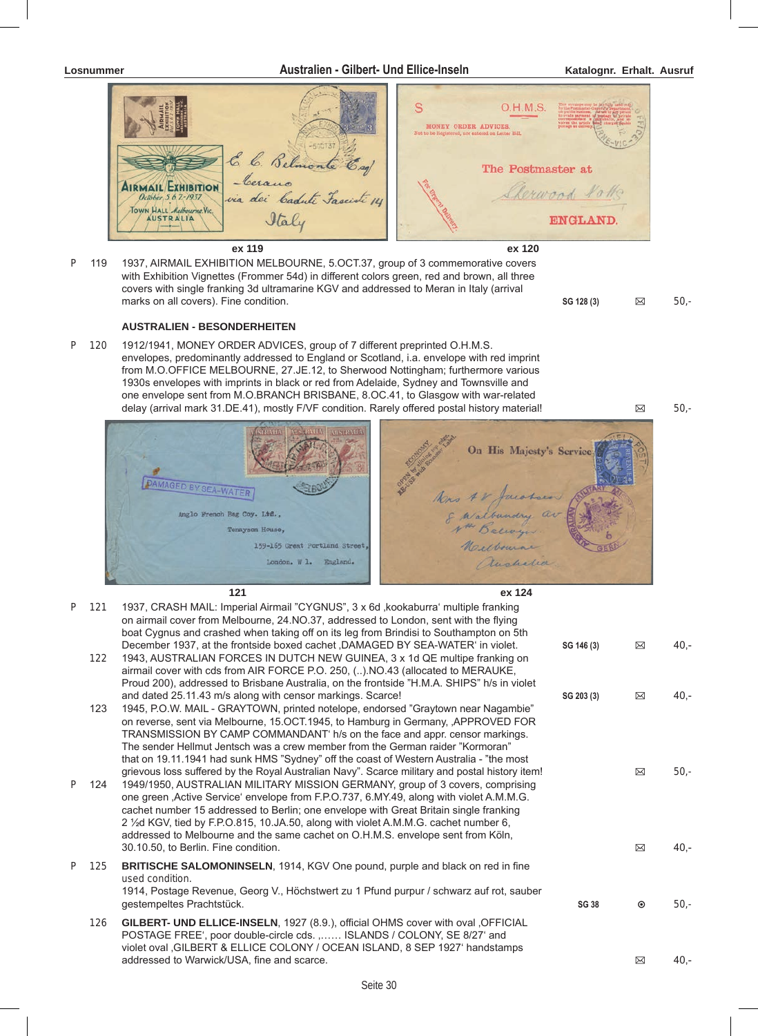Losnummer | Australien - Gilbert- Und Ellice-Inseln | Katalognr. Erhalt. Ausruf

ex 119 ex 120

| | Los | Beschreibung | Katalognr. | Erhalt. | Ausruf |
|---|---|---|---|---|---|
| P | 119 | 1937, AIRMAIL EXHIBITION MELBOURNE, 5.OCT.37, group of 3 commemorative covers with Exhibition Vignettes (Frommer 54d) in different colors green, red and brown, all three covers with single franking 3d ultramarine KGV and addressed to Meran in Italy (arrival marks on all covers). Fine condition. | SG 128 (3) | ✉ | 50,- |

### AUSTRALIEN - BESONDERHEITEN

| | Los | Beschreibung | Katalognr. | Erhalt. | Ausruf |
|---|---|---|---|---|---|
| P | 120 | 1912/1941, MONEY ORDER ADVICES, group of 7 different preprinted O.H.M.S. envelopes, predominantly addressed to England or Scotland, i.a. envelope with red imprint from M.O.OFFICE MELBOURNE, 27.JE.12, to Sherwood Nottingham; furthermore various 1930s envelopes with imprints in black or red from Adelaide, Sydney and Townsville and one envelope sent from M.O.BRANCH BRISBANE, 8.OC.41, to Glasgow with war-related delay (arrival mark 31.DE.41), mostly F/VF condition. Rarely offered postal history material! | | ✉ | 50,- |

121 ex 124

| | Los | Beschreibung | Katalognr. | Erhalt. | Ausruf |
|---|---|---|---|---|---|
| P | 121 | 1937, CRASH MAIL: Imperial Airmail "CYGNUS", 3 x 6d ‚kookaburra' multiple franking on airmail cover from Melbourne, 24.NO.37, addressed to London, sent with the flying boat Cygnus and crashed when taking off on its leg from Brindisi to Southampton on 5th December 1937, at the frontside boxed cachet ‚DAMAGED BY SEA-WATER' in violet. | SG 146 (3) | ✉ | 40,- |
| | 122 | 1943, AUSTRALIAN FORCES IN DUTCH NEW GUINEA, 3 x 1d QE multipe franking on airmail cover with cds from AIR FORCE P.O. 250, (..).NO.43 (allocated to MERAUKE, Proud 200), addressed to Brisbane Australia, on the frontside "H.M.A. SHIPS" h/s in violet and dated 25.11.43 m/s along with censor markings. Scarce! | SG 203 (3) | ✉ | 40,- |
| | 123 | 1945, P.O.W. MAIL - GRAYTOWN, printed notelope, endorsed "Graytown near Nagambie" on reverse, sent via Melbourne, 15.OCT.1945, to Hamburg in Germany, ‚APPROVED FOR TRANSMISSION BY CAMP COMMANDANT' h/s on the face and appr. censor markings. The sender Hellmut Jentsch was a crew member from the German raider "Kormoran" that on 19.11.1941 had sunk HMS "Sydney" off the coast of Western Australia - "the most grievous loss suffered by the Royal Australian Navy". Scarce military and postal history item! | | ✉ | 50,- |
| P | 124 | 1949/1950, AUSTRALIAN MILITARY MISSION GERMANY, group of 3 covers, comprising one green ‚Active Service' envelope from F.P.O.737, 6.MY.49, along with violet A.M.M.G. cachet number 15 addressed to Berlin; one envelope with Great Britain single franking 2 ½d KGV, tied by F.P.O.815, 10.JA.50, along with violet A.M.M.G. cachet number 6, addressed to Melbourne and the same cachet on O.H.M.S. envelope sent from Köln, 30.10.50, to Berlin. Fine condition. | | ✉ | 40,- |
| P | 125 | **BRITISCHE SALOMONINSELN**, 1914, KGV One pound, purple and black on red in fine used condition.<br>1914, Postage Revenue, Georg V., Höchstwert zu 1 Pfund purpur / schwarz auf rot, sauber gestempeltes Prachtstück. | SG 38 | ⊙ | 50,- |
| | 126 | **GILBERT- UND ELLICE-INSELN**, 1927 (8.9.), official OHMS cover with oval ‚OFFICIAL POSTAGE FREE', poor double-circle cds. ‚...... ISLANDS / COLONY, SE 8/27' and violet oval ‚GILBERT & ELLICE COLONY / OCEAN ISLAND, 8 SEP 1927' handstamps addressed to Warwick/USA, fine and scarce. | | ✉ | 40,- |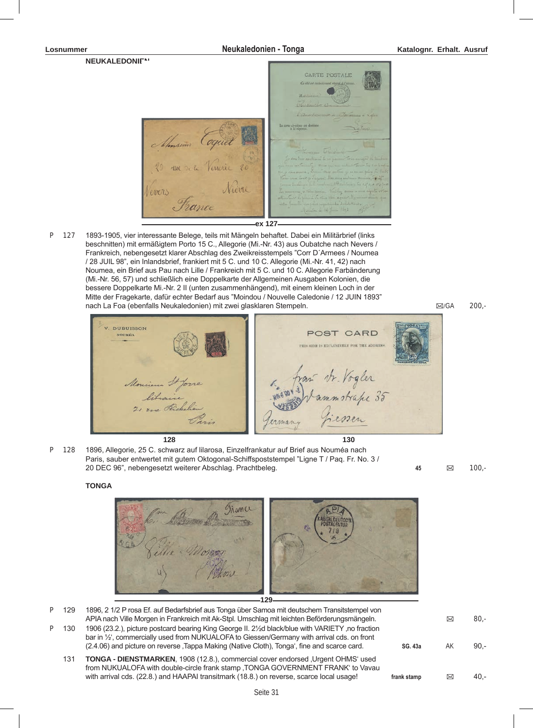## NEUKALEDONIEN

ex 127

| Losnummer | | | Katalognr. | Erhalt. | Ausruf |
|---|---|---|---|---|---|
| P | 127 | 1893-1905, vier interessante Belege, teils mit Mängeln behaftet. Dabei ein Militärbrief (links beschnitten) mit ermäßigtem Porto 15 C., Allegorie (Mi.-Nr. 43) aus Oubatche nach Nevers / Frankreich, nebengesetzt klarer Abschlag des Zweikreisstempels "Corr D´Armees / Noumea / 28 JUIL 98", ein Inlandsbrief, frankiert mit 5 C. und 10 C. Allegorie (Mi.-Nr. 41, 42) nach Noumea, ein Brief aus Pau nach Lille / Frankreich mit 5 C. und 10 C. Allegorie Farbänderung (Mi.-Nr. 56, 57) und schließlich eine Doppelkarte der Allgemeinen Ausgaben Kolonien, die bessere Doppelkarte Mi.-Nr. 2 II (unten zusammenhängend), mit einem kleinen Loch in der Mitte der Fragekarte, dafür echter Bedarf aus "Moindou / Nouvelle Caledonie / 12 JUIN 1893" nach La Foa (ebenfalls Neukaledonien) mit zwei glasklaren Stempeln. | | ⊠/GA | 200,- |

128 130

| | | | | | |
|---|---|---|---|---|---|
| P | 128 | 1896, Allegorie, 25 C. schwarz auf lilarosa, Einzelfrankatur auf Brief aus Nouméa nach Paris, sauber entwertet mit gutem Oktogonal-Schiffspoststempel "Ligne T / Paq. Fr. No. 3 / 20 DEC 96", nebengesetzt weiterer Abschlag. Prachtbeleg. | 45 | ⊠ | 100,- |

## TONGA

129

| | | | | | |
|---|---|---|---|---|---|
| P | 129 | 1896, 2 1/2 P rosa Ef. auf Bedarfsbrief aus Tonga über Samoa mit deutschem Transitstempel von APIA nach Ville Morgen in Frankreich mit Ak-Stpl. Umschlag mit leichten Beförderungsmängeln. | | ⊠ | 80,- |
| P | 130 | 1906 (23.2.), picture postcard bearing King George II. 2½d black/blue with VARIETY ‚no fraction bar in ½', commercially used from NUKUALOFA to Giessen/Germany with arrival cds. on front (2.4.06) and picture on reverse ‚Tappa Making (Native Cloth), Tonga', fine and scarce card. | SG. 43a | AK | 90,- |
| | 131 | **TONGA - DIENSTMARKEN**, 1908 (12.8.), commercial cover endorsed ‚Urgent OHMS' used from NUKUALOFA with double-circle frank stamp ‚TONGA GOVERNMENT FRANK' to Vavau with arrival cds. (22.8.) and HAAPAI transitmark (18.8.) on reverse, scarce local usage! | frank stamp | ⊠ | 40,- |